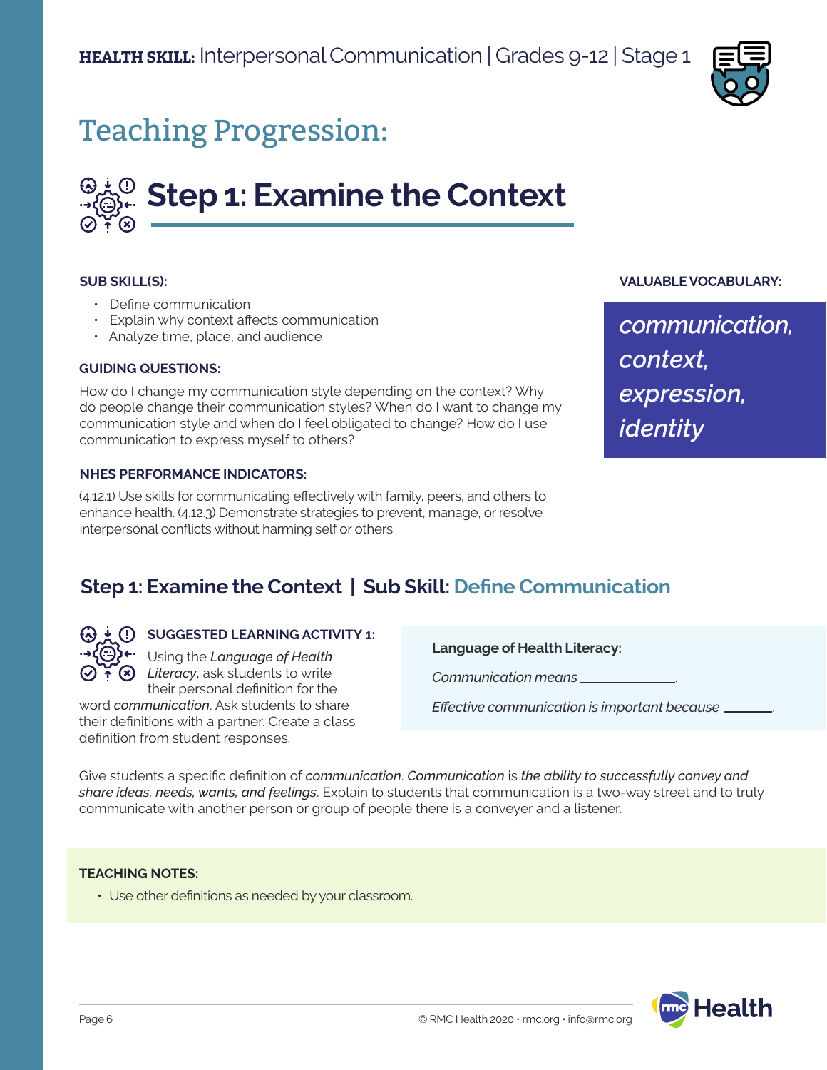**HEALTH SKILL:** Interpersonal Communication | Grades 9-12 | Stage 1

# Teaching Progression:

## Step 1: Examine the Context

**SUB SKILL(S):**

- Define communication
- Explain why context affects communication
- Analyze time, place, and audience

**GUIDING QUESTIONS:**

How do I change my communication style depending on the context? Why do people change their communication styles? When do I want to change my communication style and when do I feel obligated to change? How do I use communication to express myself to others?

**NHES PERFORMANCE INDICATORS:**

(4.12.1) Use skills for communicating effectively with family, peers, and others to enhance health. (4.12.3) Demonstrate strategies to prevent, manage, or resolve interpersonal conflicts without harming self or others.

**VALUABLE VOCABULARY:**

*communication, context, expression, identity*

## Step 1: Examine the Context | Sub Skill: Define Communication

**SUGGESTED LEARNING ACTIVITY 1:**

Using the *Language of Health Literacy*, ask students to write their personal definition for the word ***communication***. Ask students to share their definitions with a partner. Create a class definition from student responses.

**Language of Health Literacy:**

*Communication means* ____________.

*Effective communication is important because* ______.

Give students a specific definition of ***communication***. *Communication* is *the ability to successfully convey and share ideas, needs, wants, and feelings*. Explain to students that communication is a two-way street and to truly communicate with another person or group of people there is a conveyer and a listener.

**TEACHING NOTES:**

- Use other definitions as needed by your classroom.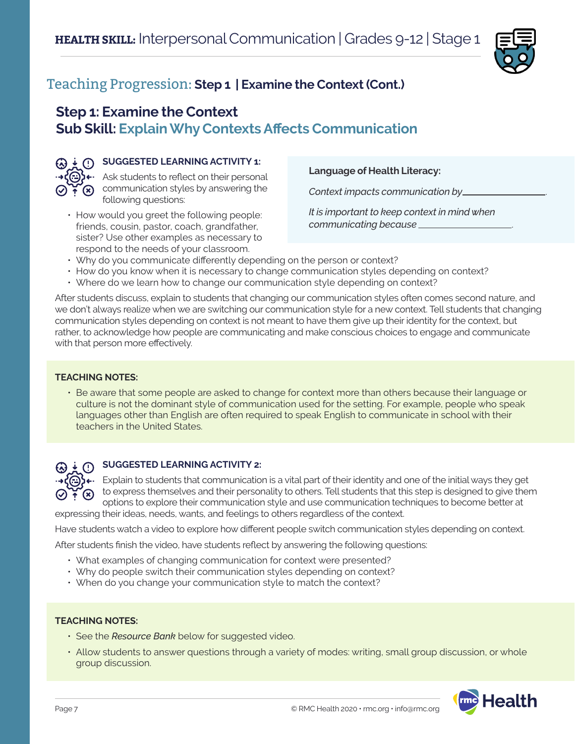## Teaching Progression: **Step 1 | Examine the Context (Cont.)**

### Step 1: Examine the Context
### Sub Skill: Explain Why Contexts Affects Communication

**SUGGESTED LEARNING ACTIVITY 1:**

Ask students to reflect on their personal communication styles by answering the following questions:

- How would you greet the following people: friends, cousin, pastor, coach, grandfather, sister? Use other examples as necessary to respond to the needs of your classroom.
- Why do you communicate differently depending on the person or context?
- How do you know when it is necessary to change communication styles depending on context?
- Where do we learn how to change our communication style depending on context?

**Language of Health Literacy:**

*Context impacts communication by* ________________.

*It is important to keep context in mind when communicating because* ________________.

After students discuss, explain to students that changing our communication styles often comes second nature, and we don't always realize when we are switching our communication style for a new context. Tell students that changing communication styles depending on context is not meant to have them give up their identity for the context, but rather, to acknowledge how people are communicating and make conscious choices to engage and communicate with that person more effectively.

**TEACHING NOTES:**

- Be aware that some people are asked to change for context more than others because their language or culture is not the dominant style of communication used for the setting. For example, people who speak languages other than English are often required to speak English to communicate in school with their teachers in the United States.

**SUGGESTED LEARNING ACTIVITY 2:**

Explain to students that communication is a vital part of their identity and one of the initial ways they get to express themselves and their personality to others. Tell students that this step is designed to give them options to explore their communication style and use communication techniques to become better at expressing their ideas, needs, wants, and feelings to others regardless of the context.

Have students watch a video to explore how different people switch communication styles depending on context.

After students finish the video, have students reflect by answering the following questions:

- What examples of changing communication for context were presented?
- Why do people switch their communication styles depending on context?
- When do you change your communication style to match the context?

**TEACHING NOTES:**

- See the *Resource Bank* below for suggested video.
- Allow students to answer questions through a variety of modes: writing, small group discussion, or whole group discussion.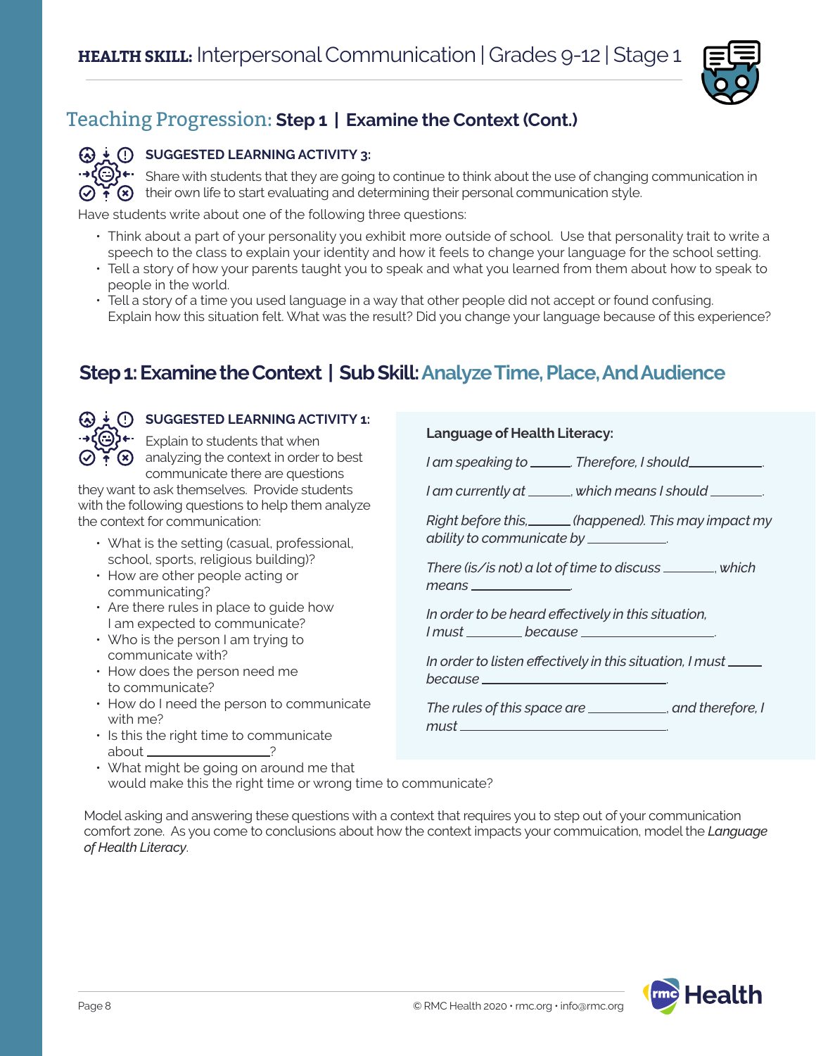**HEALTH SKILL:** Interpersonal Communication | Grades 9-12 | Stage 1

## Teaching Progression: **Step 1 | Examine the Context (Cont.)**

**SUGGESTED LEARNING ACTIVITY 3:**

Share with students that they are going to continue to think about the use of changing communication in their own life to start evaluating and determining their personal communication style.

Have students write about one of the following three questions:

- Think about a part of your personality you exhibit more outside of school. Use that personality trait to write a speech to the class to explain your identity and how it feels to change your language for the school setting.
- Tell a story of how your parents taught you to speak and what you learned from them about how to speak to people in the world.
- Tell a story of a time you used language in a way that other people did not accept or found confusing. Explain how this situation felt. What was the result? Did you change your language because of this experience?

## Step 1: Examine the Context | Sub Skill: Analyze Time, Place, And Audience

**SUGGESTED LEARNING ACTIVITY 1:**

Explain to students that when analyzing the context in order to best communicate there are questions they want to ask themselves. Provide students with the following questions to help them analyze the context for communication:

- What is the setting (casual, professional, school, sports, religious building)?
- How are other people acting or communicating?
- Are there rules in place to guide how I am expected to communicate?
- Who is the person I am trying to communicate with?
- How does the person need me to communicate?
- How do I need the person to communicate with me?
- Is this the right time to communicate about ________?
- What might be going on around me that would make this the right time or wrong time to communicate?

**Language of Health Literacy:**

*I am speaking to ______. Therefore, I should__________.*

*I am currently at ______, which means I should ______.*

*Right before this,______ (happened). This may impact my ability to communicate by __________.*

*There (is/is not) a lot of time to discuss _______, which means ___________.*

*In order to be heard effectively in this situation, I must _______ because ______________.*

*In order to listen effectively in this situation, I must ____ because ____________________.*

*The rules of this space are __________, and therefore, I must ____________________.*

Model asking and answering these questions with a context that requires you to step out of your communication comfort zone. As you come to conclusions about how the context impacts your commuication, model the ***Language of Health Literacy***.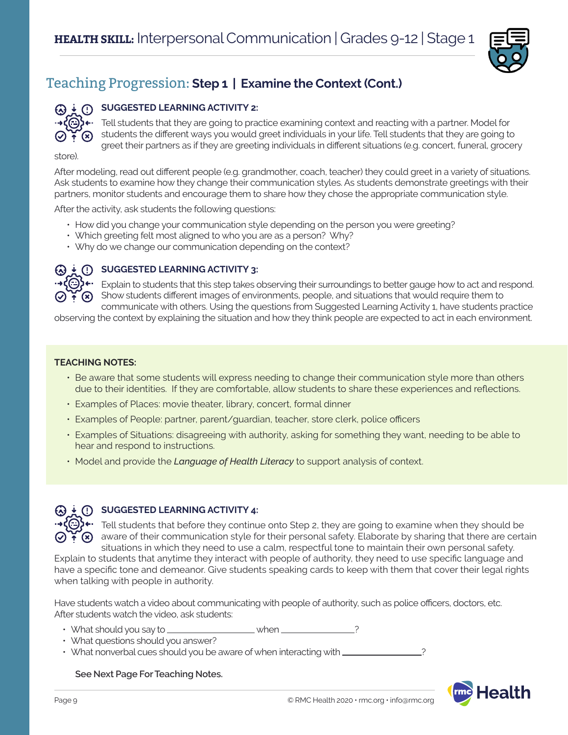## Teaching Progression: **Step 1 | Examine the Context (Cont.)**

**SUGGESTED LEARNING ACTIVITY 2:**

Tell students that they are going to practice examining context and reacting with a partner. Model for students the different ways you would greet individuals in your life. Tell students that they are going to greet their partners as if they are greeting individuals in different situations (e.g. concert, funeral, grocery store).

After modeling, read out different people (e.g. grandmother, coach, teacher) they could greet in a variety of situations. Ask students to examine how they change their communication styles. As students demonstrate greetings with their partners, monitor students and encourage them to share how they chose the appropriate communication style.

After the activity, ask students the following questions:

- How did you change your communication style depending on the person you were greeting?
- Which greeting felt most aligned to who you are as a person? Why?
- Why do we change our communication depending on the context?

**SUGGESTED LEARNING ACTIVITY 3:**

Explain to students that this step takes observing their surroundings to better gauge how to act and respond. Show students different images of environments, people, and situations that would require them to communicate with others. Using the questions from Suggested Learning Activity 1, have students practice observing the context by explaining the situation and how they think people are expected to act in each environment.

**TEACHING NOTES:**

- Be aware that some students will express needing to change their communication style more than others due to their identities. If they are comfortable, allow students to share these experiences and reflections.
- Examples of Places: movie theater, library, concert, formal dinner
- Examples of People: partner, parent/guardian, teacher, store clerk, police officers
- Examples of Situations: disagreeing with authority, asking for something they want, needing to be able to hear and respond to instructions.
- Model and provide the ***Language of Health Literacy*** to support analysis of context.

**SUGGESTED LEARNING ACTIVITY 4:**

Tell students that before they continue onto Step 2, they are going to examine when they should be aware of their communication style for their personal safety. Elaborate by sharing that there are certain situations in which they need to use a calm, respectful tone to maintain their own personal safety. Explain to students that anytime they interact with people of authority, they need to use specific language and have a specific tone and demeanor. Give students speaking cards to keep with them that cover their legal rights when talking with people in authority.

Have students watch a video about communicating with people of authority, such as police officers, doctors, etc. After students watch the video, ask students:

- What should you say to ___________________ when ________________?
- What questions should you answer?
- What nonverbal cues should you be aware of when interacting with _________________?

**See Next Page For Teaching Notes.**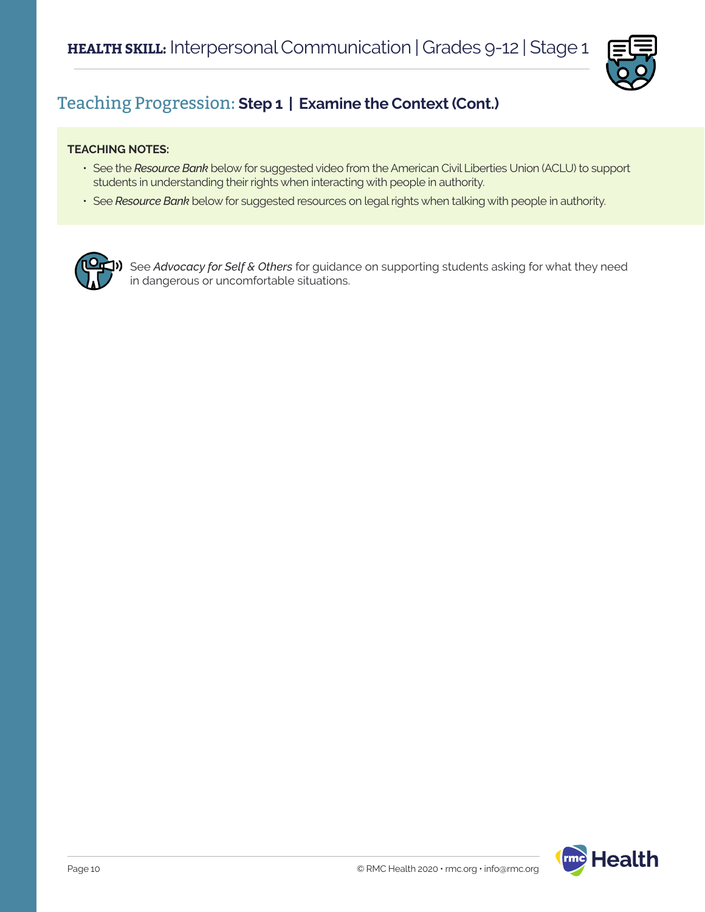## Teaching Progression: **Step 1 | Examine the Context (Cont.)**

**TEACHING NOTES:**

- See the *Resource Bank* below for suggested video from the American Civil Liberties Union (ACLU) to support students in understanding their rights when interacting with people in authority.
- See *Resource Bank* below for suggested resources on legal rights when talking with people in authority.

See *Advocacy for Self & Others* for guidance on supporting students asking for what they need in dangerous or uncomfortable situations.